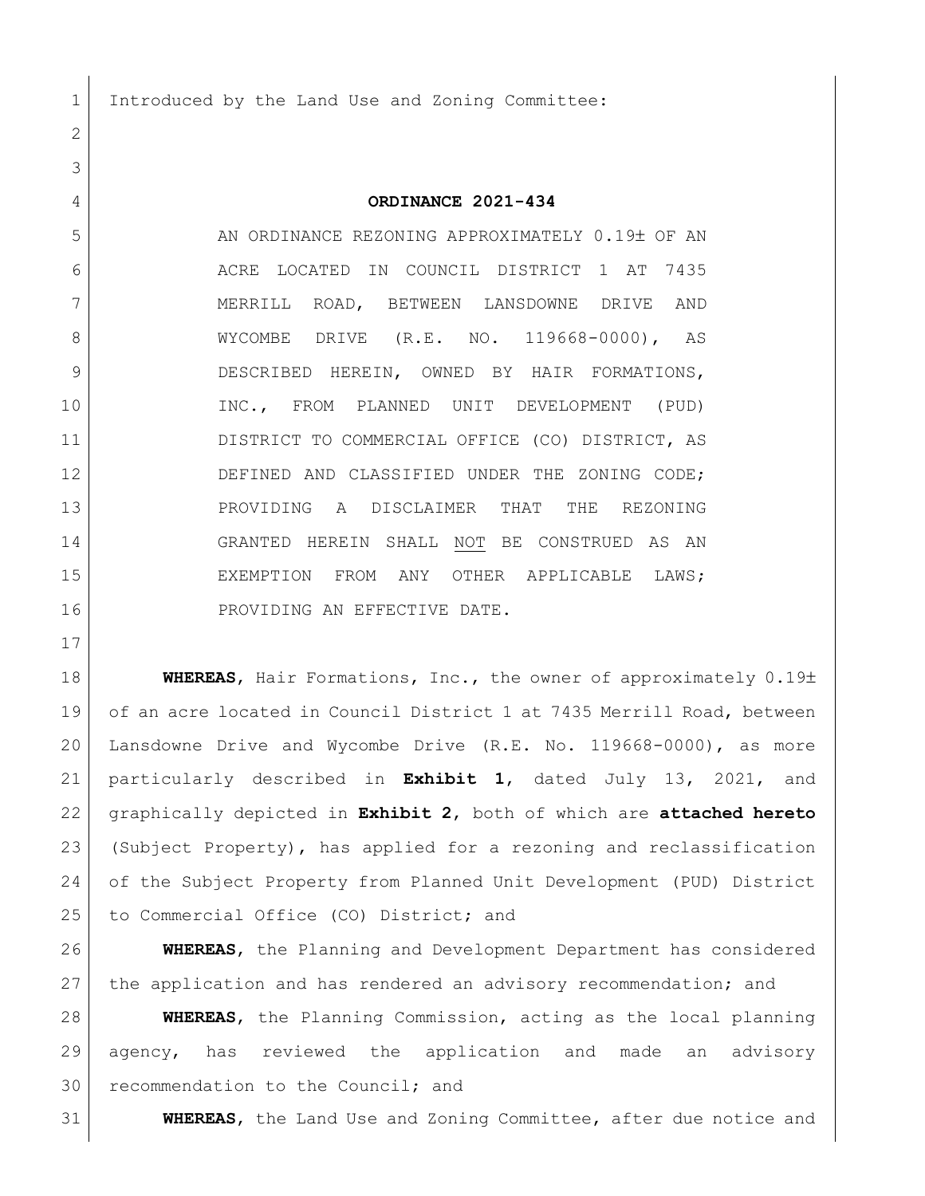Introduced by the Land Use and Zoning Committee:

**ORDINANCE 2021-434**

AN ORDINANCE REZONING APPROXIMATELY 0.19± OF AN ACRE LOCATED IN COUNCIL DISTRICT 1 AT 7435 MERRILL ROAD, BETWEEN LANSDOWNE DRIVE AND WYCOMBE DRIVE (R.E. NO. 119668-0000), AS DESCRIBED HEREIN, OWNED BY HAIR FORMATIONS, INC., FROM PLANNED UNIT DEVELOPMENT (PUD) DISTRICT TO COMMERCIAL OFFICE (CO) DISTRICT, AS DEFINED AND CLASSIFIED UNDER THE ZONING CODE; PROVIDING A DISCLAIMER THAT THE REZONING GRANTED HEREIN SHALL NOT BE CONSTRUED AS AN EXEMPTION FROM ANY OTHER APPLICABLE LAWS; PROVIDING AN EFFECTIVE DATE.

**WHEREAS**, Hair Formations, Inc., the owner of approximately 0.19± of an acre located in Council District 1 at 7435 Merrill Road, between Lansdowne Drive and Wycombe Drive (R.E. No. 119668-0000), as more particularly described in **Exhibit 1**, dated July 13, 2021, and graphically depicted in **Exhibit 2**, both of which are **attached hereto** (Subject Property), has applied for a rezoning and reclassification of the Subject Property from Planned Unit Development (PUD) District to Commercial Office (CO) District; and

**WHEREAS**, the Planning and Development Department has considered the application and has rendered an advisory recommendation; and

**WHEREAS**, the Planning Commission, acting as the local planning agency, has reviewed the application and made an advisory recommendation to the Council; and

**WHEREAS**, the Land Use and Zoning Committee, after due notice and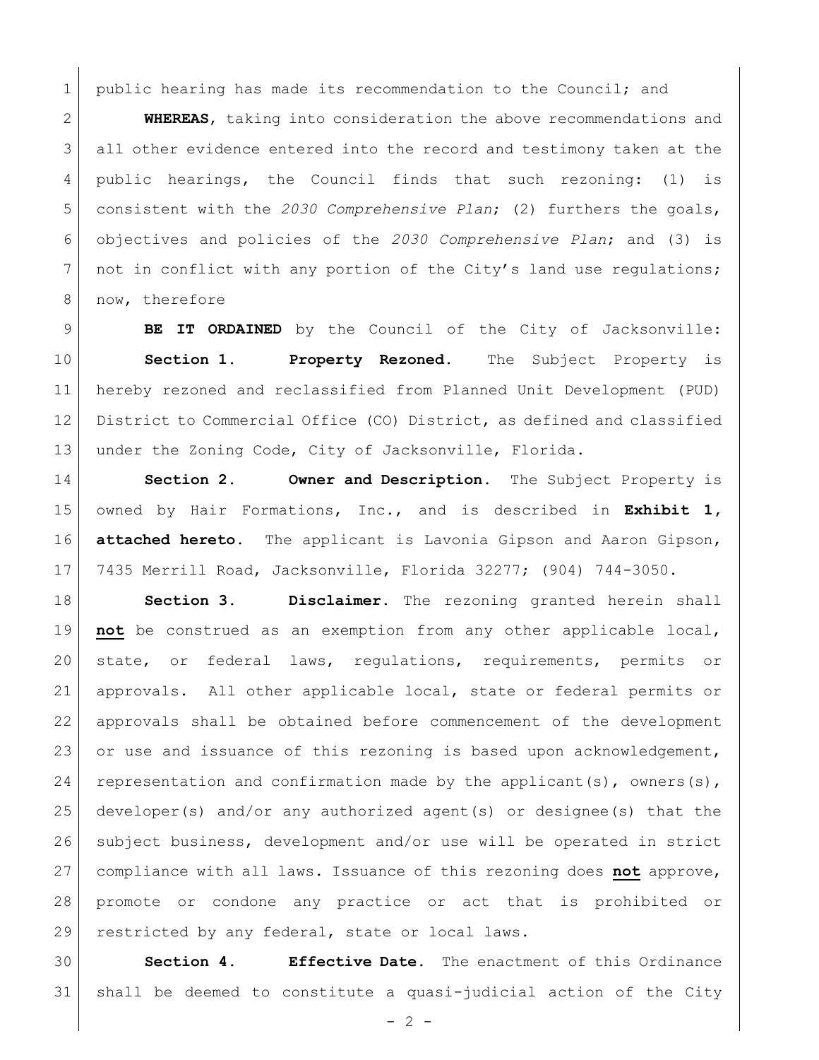public hearing has made its recommendation to the Council; and

**WHEREAS**, taking into consideration the above recommendations and all other evidence entered into the record and testimony taken at the public hearings, the Council finds that such rezoning: (1) is consistent with the *2030 Comprehensive Plan*; (2) furthers the goals, objectives and policies of the *2030 Comprehensive Plan*; and (3) is not in conflict with any portion of the City's land use regulations; now, therefore

**BE IT ORDAINED** by the Council of the City of Jacksonville:

**Section 1. Property Rezoned.** The Subject Property is hereby rezoned and reclassified from Planned Unit Development (PUD) District to Commercial Office (CO) District, as defined and classified under the Zoning Code, City of Jacksonville, Florida.

**Section 2. Owner and Description.** The Subject Property is owned by Hair Formations, Inc., and is described in **Exhibit 1, attached hereto.** The applicant is Lavonia Gipson and Aaron Gipson, 7435 Merrill Road, Jacksonville, Florida 32277; (904) 744-3050.

**Section 3. Disclaimer.** The rezoning granted herein shall **not** be construed as an exemption from any other applicable local, state, or federal laws, regulations, requirements, permits or approvals. All other applicable local, state or federal permits or approvals shall be obtained before commencement of the development or use and issuance of this rezoning is based upon acknowledgement, representation and confirmation made by the applicant(s), owners(s), developer(s) and/or any authorized agent(s) or designee(s) that the subject business, development and/or use will be operated in strict compliance with all laws. Issuance of this rezoning does **not** approve, promote or condone any practice or act that is prohibited or restricted by any federal, state or local laws.

**Section 4. Effective Date.** The enactment of this Ordinance shall be deemed to constitute a quasi-judicial action of the City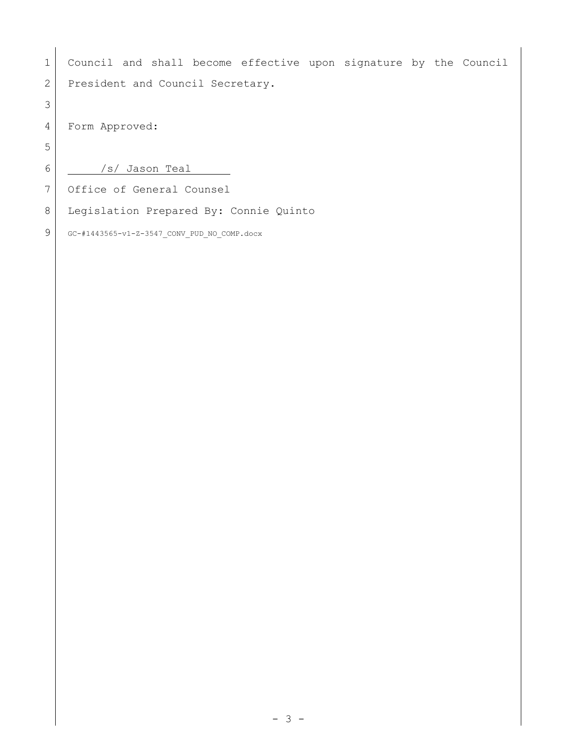Council and shall become effective upon signature by the Council President and Council Secretary.

Form Approved:

/s/ Jason Teal

Office of General Counsel

Legislation Prepared By: Connie Quinto

GC-#1443565-v1-Z-3547_CONV_PUD_NO_COMP.docx